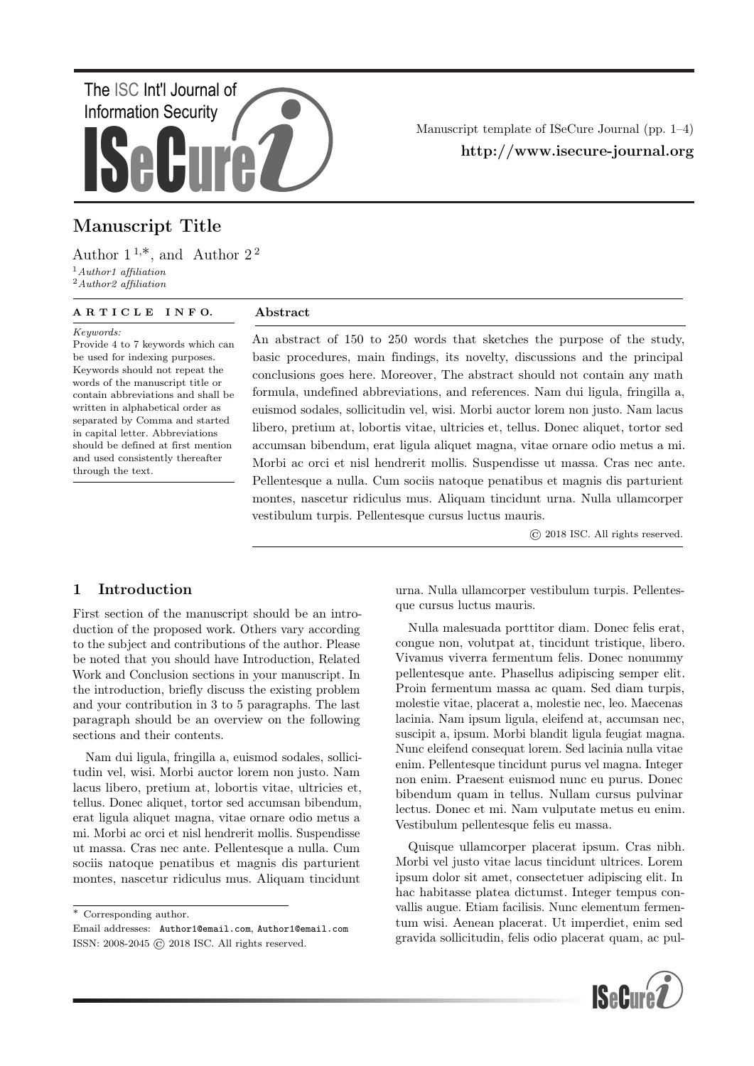# Manuscript Title

Author 1 [1,*], and Author 2 [2]

[1] *Author1 affiliation*
[2] *Author2 affiliation*

**ARTICLE INFO.**

*Keywords:*
Provide 4 to 7 keywords which can be used for indexing purposes. Keywords should not repeat the words of the manuscript title or contain abbreviations and shall be written in alphabetical order as separated by Comma and started in capital letter. Abbreviations should be defined at first mention and used consistently thereafter through the text.

**Abstract**

An abstract of 150 to 250 words that sketches the purpose of the study, basic procedures, main findings, its novelty, discussions and the principal conclusions goes here. Moreover, The abstract should not contain any math formula, undefined abbreviations, and references. Nam dui ligula, fringilla a, euismod sodales, sollicitudin vel, wisi. Morbi auctor lorem non justo. Nam lacus libero, pretium at, lobortis vitae, ultricies et, tellus. Donec aliquet, tortor sed accumsan bibendum, erat ligula aliquet magna, vitae ornare odio metus a mi. Morbi ac orci et nisl hendrerit mollis. Suspendisse ut massa. Cras nec ante. Pellentesque a nulla. Cum sociis natoque penatibus et magnis dis parturient montes, nascetur ridiculus mus. Aliquam tincidunt urna. Nulla ullamcorper vestibulum turpis. Pellentesque cursus luctus mauris.

© 2018 ISC. All rights reserved.

## 1 Introduction

First section of the manuscript should be an introduction of the proposed work. Others vary according to the subject and contributions of the author. Please be noted that you should have Introduction, Related Work and Conclusion sections in your manuscript. In the introduction, briefly discuss the existing problem and your contribution in 3 to 5 paragraphs. The last paragraph should be an overview on the following sections and their contents.

Nam dui ligula, fringilla a, euismod sodales, sollicitudin vel, wisi. Morbi auctor lorem non justo. Nam lacus libero, pretium at, lobortis vitae, ultricies et, tellus. Donec aliquet, tortor sed accumsan bibendum, erat ligula aliquet magna, vitae ornare odio metus a mi. Morbi ac orci et nisl hendrerit mollis. Suspendisse ut massa. Cras nec ante. Pellentesque a nulla. Cum sociis natoque penatibus et magnis dis parturient montes, nascetur ridiculus mus. Aliquam tincidunt urna. Nulla ullamcorper vestibulum turpis. Pellentesque cursus luctus mauris.

Nulla malesuada porttitor diam. Donec felis erat, congue non, volutpat at, tincidunt tristique, libero. Vivamus viverra fermentum felis. Donec nonummy pellentesque ante. Phasellus adipiscing semper elit. Proin fermentum massa ac quam. Sed diam turpis, molestie vitae, placerat a, molestie nec, leo. Maecenas lacinia. Nam ipsum ligula, eleifend at, accumsan nec, suscipit a, ipsum. Morbi blandit ligula feugiat magna. Nunc eleifend consequat lorem. Sed lacinia nulla vitae enim. Pellentesque tincidunt purus vel magna. Integer non enim. Praesent euismod nunc eu purus. Donec bibendum quam in tellus. Nullam cursus pulvinar lectus. Donec et mi. Nam vulputate metus eu enim. Vestibulum pellentesque felis eu massa.

Quisque ullamcorper placerat ipsum. Cras nibh. Morbi vel justo vitae lacus tincidunt ultrices. Lorem ipsum dolor sit amet, consectetuer adipiscing elit. In hac habitasse platea dictumst. Integer tempus convallis augue. Etiam facilisis. Nunc elementum fermentum wisi. Aenean placerat. Ut imperdiet, enim sed gravida sollicitudin, felis odio placerat quam, ac pul-

---

[*] Corresponding author.

Email addresses: `Author1@email.com`, `Author1@email.com`

ISSN: 2008-2045 © 2018 ISC. All rights reserved.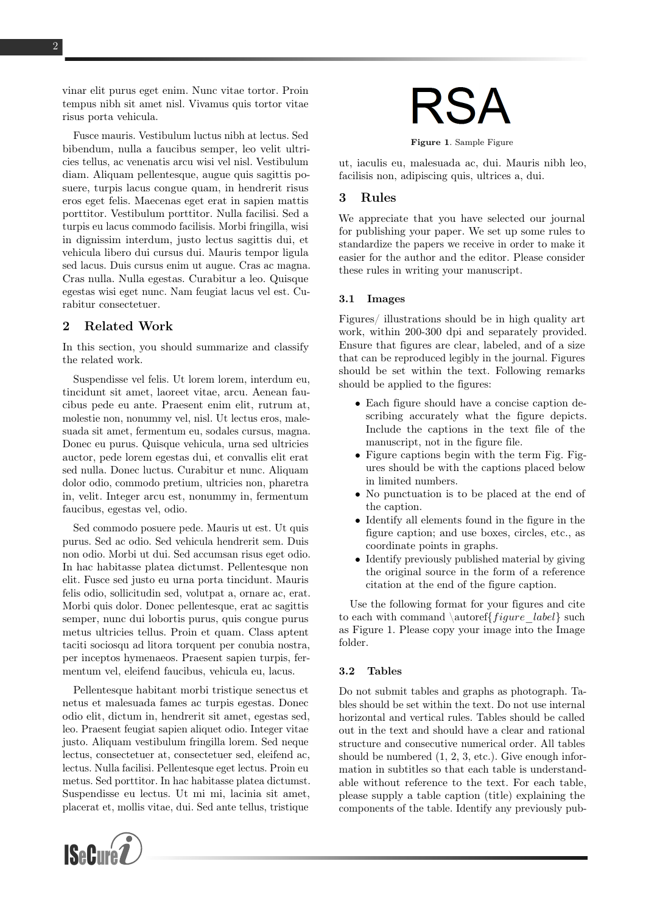vinar elit purus eget enim. Nunc vitae tortor. Proin tempus nibh sit amet nisl. Vivamus quis tortor vitae risus porta vehicula.

Fusce mauris. Vestibulum luctus nibh at lectus. Sed bibendum, nulla a faucibus semper, leo velit ultricies tellus, ac venenatis arcu wisi vel nisl. Vestibulum diam. Aliquam pellentesque, augue quis sagittis posuere, turpis lacus congue quam, in hendrerit risus eros eget felis. Maecenas eget erat in sapien mattis porttitor. Vestibulum porttitor. Nulla facilisi. Sed a turpis eu lacus commodo facilisis. Morbi fringilla, wisi in dignissim interdum, justo lectus sagittis dui, et vehicula libero dui cursus dui. Mauris tempor ligula sed lacus. Duis cursus enim ut augue. Cras ac magna. Cras nulla. Nulla egestas. Curabitur a leo. Quisque egestas wisi eget nunc. Nam feugiat lacus vel est. Curabitur consectetuer.

## 2 Related Work

In this section, you should summarize and classify the related work.

Suspendisse vel felis. Ut lorem lorem, interdum eu, tincidunt sit amet, laoreet vitae, arcu. Aenean faucibus pede eu ante. Praesent enim elit, rutrum at, molestie non, nonummy vel, nisl. Ut lectus eros, malesuada sit amet, fermentum eu, sodales cursus, magna. Donec eu purus. Quisque vehicula, urna sed ultricies auctor, pede lorem egestas dui, et convallis elit erat sed nulla. Donec luctus. Curabitur et nunc. Aliquam dolor odio, commodo pretium, ultricies non, pharetra in, velit. Integer arcu est, nonummy in, fermentum faucibus, egestas vel, odio.

Sed commodo posuere pede. Mauris ut est. Ut quis purus. Sed ac odio. Sed vehicula hendrerit sem. Duis non odio. Morbi ut dui. Sed accumsan risus eget odio. In hac habitasse platea dictumst. Pellentesque non elit. Fusce sed justo eu urna porta tincidunt. Mauris felis odio, sollicitudin sed, volutpat a, ornare ac, erat. Morbi quis dolor. Donec pellentesque, erat ac sagittis semper, nunc dui lobortis purus, quis congue purus metus ultricies tellus. Proin et quam. Class aptent taciti sociosqu ad litora torquent per conubia nostra, per inceptos hymenaeos. Praesent sapien turpis, fermentum vel, eleifend faucibus, vehicula eu, lacus.

Pellentesque habitant morbi tristique senectus et netus et malesuada fames ac turpis egestas. Donec odio elit, dictum in, hendrerit sit amet, egestas sed, leo. Praesent feugiat sapien aliquet odio. Integer vitae justo. Aliquam vestibulum fringilla lorem. Sed neque lectus, consectetuer at, consectetuer sed, eleifend ac, lectus. Nulla facilisi. Pellentesque eget lectus. Proin eu metus. Sed porttitor. In hac habitasse platea dictumst. Suspendisse eu lectus. Ut mi mi, lacinia sit amet, placerat et, mollis vitae, dui. Sed ante tellus, tristique ut, iaculis eu, malesuada ac, dui. Mauris nibh leo, facilisis non, adipiscing quis, ultrices a, dui.

RSA

**Figure 1**. Sample Figure

## 3 Rules

We appreciate that you have selected our journal for publishing your paper. We set up some rules to standardize the papers we receive in order to make it easier for the author and the editor. Please consider these rules in writing your manuscript.

### 3.1 Images

Figures/ illustrations should be in high quality art work, within 200-300 dpi and separately provided. Ensure that figures are clear, labeled, and of a size that can be reproduced legibly in the journal. Figures should be set within the text. Following remarks should be applied to the figures:

- Each figure should have a concise caption describing accurately what the figure depicts. Include the captions in the text file of the manuscript, not in the figure file.
- Figure captions begin with the term Fig. Figures should be with the captions placed below in limited numbers.
- No punctuation is to be placed at the end of the caption.
- Identify all elements found in the figure in the figure caption; and use boxes, circles, etc., as coordinate points in graphs.
- Identify previously published material by giving the original source in the form of a reference citation at the end of the figure caption.

Use the following format for your figures and cite to each with command \autoref{*figure_label*} such as Figure 1. Please copy your image into the Image folder.

### 3.2 Tables

Do not submit tables and graphs as photograph. Tables should be set within the text. Do not use internal horizontal and vertical rules. Tables should be called out in the text and should have a clear and rational structure and consecutive numerical order. All tables should be numbered (1, 2, 3, etc.). Give enough information in subtitles so that each table is understandable without reference to the text. For each table, please supply a table caption (title) explaining the components of the table. Identify any previously pub-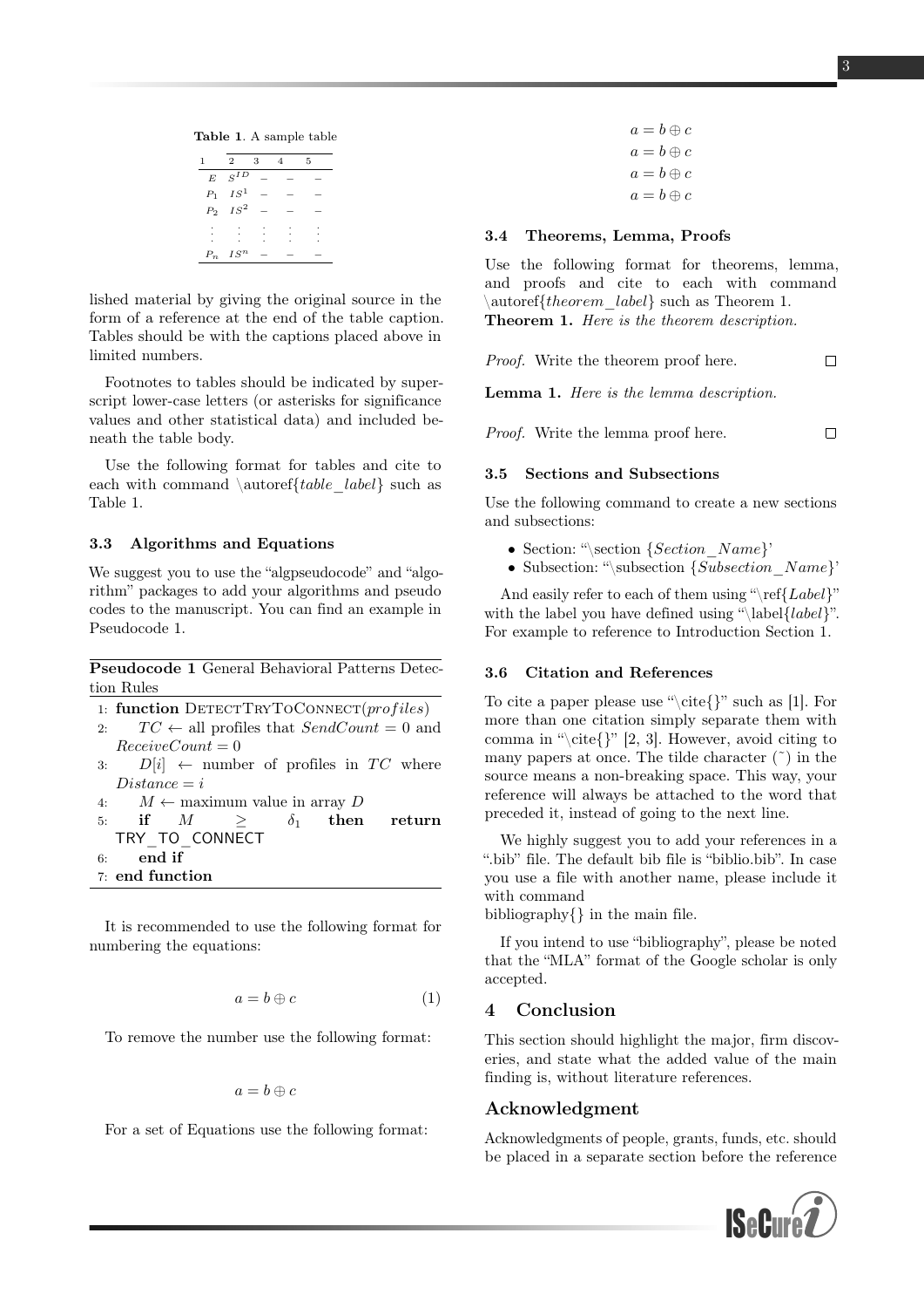Table 1. A sample table

| 1 | 2 | 3 | 4 | 5 |
|---|---|---|---|---|
| $E$ | $S^{ID}$ | – | – | – |
| $P_1$ | $IS^1$ | – | – | – |
| $P_2$ | $IS^2$ | – | – | – |
| ⋮ | ⋮ | ⋮ | ⋮ | ⋮ |
| $P_n$ | $IS^n$ | – | – | – |

lished material by giving the original source in the form of a reference at the end of the table caption. Tables should be with the captions placed above in limited numbers.

Footnotes to tables should be indicated by superscript lower-case letters (or asterisks for significance values and other statistical data) and included beneath the table body.

Use the following format for tables and cite to each with command \autoref{*table_label*} such as Table 1.

### 3.3 Algorithms and Equations

We suggest you to use the "algpseudocode" and "algorithm" packages to add your algorithms and pseudo codes to the manuscript. You can find an example in Pseudocode 1.

**Pseudocode 1** General Behavioral Patterns Detection Rules

```
1: function DetectTryToConnect(profiles)
2:     TC ← all profiles that SendCount = 0 and ReceiveCount = 0
3:     D[i] ← number of profiles in TC where Distance = i
4:     M ← maximum value in array D
5:     if M ≥ δ1 then return TRY_TO_CONNECT
6:     end if
7: end function
```

It is recommended to use the following format for numbering the equations:

$$a = b \oplus c \tag{1}$$

To remove the number use the following format:

$$a = b \oplus c$$

For a set of Equations use the following format:

$$a = b \oplus c$$
$$a = b \oplus c$$
$$a = b \oplus c$$
$$a = b \oplus c$$

### 3.4 Theorems, Lemma, Proofs

Use the following format for theorems, lemma, and proofs and cite to each with command \autoref{*theorem_label*} such as Theorem 1.

**Theorem 1.** *Here is the theorem description.*

*Proof.* Write the theorem proof here. □

**Lemma 1.** *Here is the lemma description.*

*Proof.* Write the lemma proof here. □

### 3.5 Sections and Subsections

Use the following command to create a new sections and subsections:

- Section: "\section {*Section_Name*}'
- Subsection: "\subsection {*Subsection_Name*}'

And easily refer to each of them using "\ref{*Label*}" with the label you have defined using "\label{*label*}". For example to reference to Introduction Section 1.

### 3.6 Citation and References

To cite a paper please use "\cite{}" such as [1]. For more than one citation simply separate them with comma in "\cite{}" [2, 3]. However, avoid citing to many papers at once. The tilde character (˜) in the source means a non-breaking space. This way, your reference will always be attached to the word that preceded it, instead of going to the next line.

We highly suggest you to add your references in a ".bib" file. The default bib file is "biblio.bib". In case you use a file with another name, please include it with command
bibliography{} in the main file.

If you intend to use "bibliography", please be noted that the "MLA" format of the Google scholar is only accepted.

## 4 Conclusion

This section should highlight the major, firm discoveries, and state what the added value of the main finding is, without literature references.

## Acknowledgment

Acknowledgments of people, grants, funds, etc. should be placed in a separate section before the reference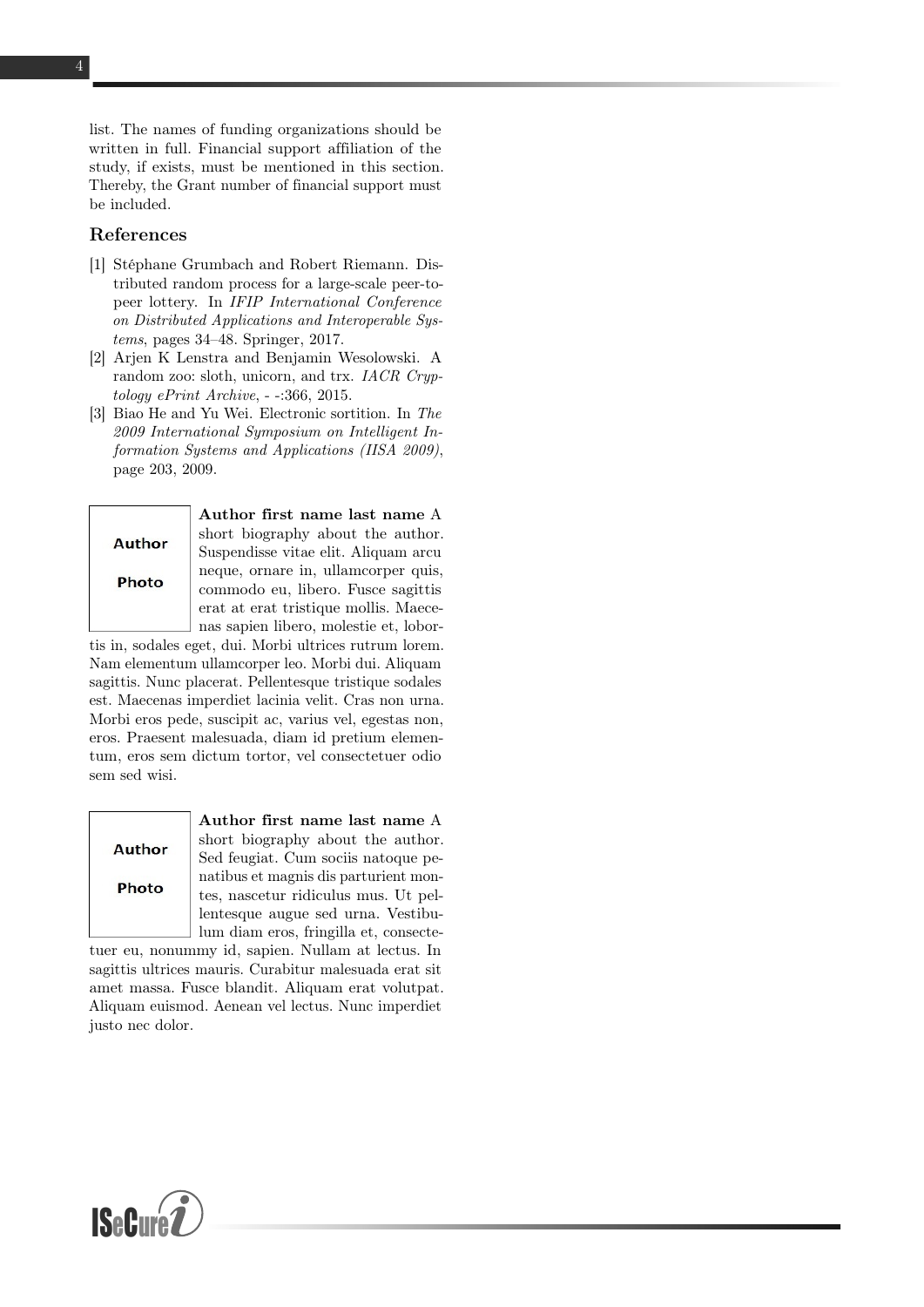list. The names of funding organizations should be written in full. Financial support affiliation of the study, if exists, must be mentioned in this section. Thereby, the Grant number of financial support must be included.

## References

[1] Stéphane Grumbach and Robert Riemann. Distributed random process for a large-scale peer-to-peer lottery. In *IFIP International Conference on Distributed Applications and Interoperable Systems*, pages 34–48. Springer, 2017.

[2] Arjen K Lenstra and Benjamin Wesolowski. A random zoo: sloth, unicorn, and trx. *IACR Cryptology ePrint Archive*, - -:366, 2015.

[3] Biao He and Yu Wei. Electronic sortition. In *The 2009 International Symposium on Intelligent Information Systems and Applications (IISA 2009)*, page 203, 2009.

Author Photo

**Author first name last name** A short biography about the author. Suspendisse vitae elit. Aliquam arcu neque, ornare in, ullamcorper quis, commodo eu, libero. Fusce sagittis erat at erat tristique mollis. Maecenas sapien libero, molestie et, lobortis in, sodales eget, dui. Morbi ultrices rutrum lorem. Nam elementum ullamcorper leo. Morbi dui. Aliquam sagittis. Nunc placerat. Pellentesque tristique sodales est. Maecenas imperdiet lacinia velit. Cras non urna. Morbi eros pede, suscipit ac, varius vel, egestas non, eros. Praesent malesuada, diam id pretium elementum, eros sem dictum tortor, vel consectetuer odio sem sed wisi.

Author Photo

**Author first name last name** A short biography about the author. Sed feugiat. Cum sociis natoque penatibus et magnis dis parturient montes, nascetur ridiculus mus. Ut pellentesque augue sed urna. Vestibulum diam eros, fringilla et, consectetuer eu, nonummy id, sapien. Nullam at lectus. In sagittis ultrices mauris. Curabitur malesuada erat sit amet massa. Fusce blandit. Aliquam erat volutpat. Aliquam euismod. Aenean vel lectus. Nunc imperdiet justo nec dolor.